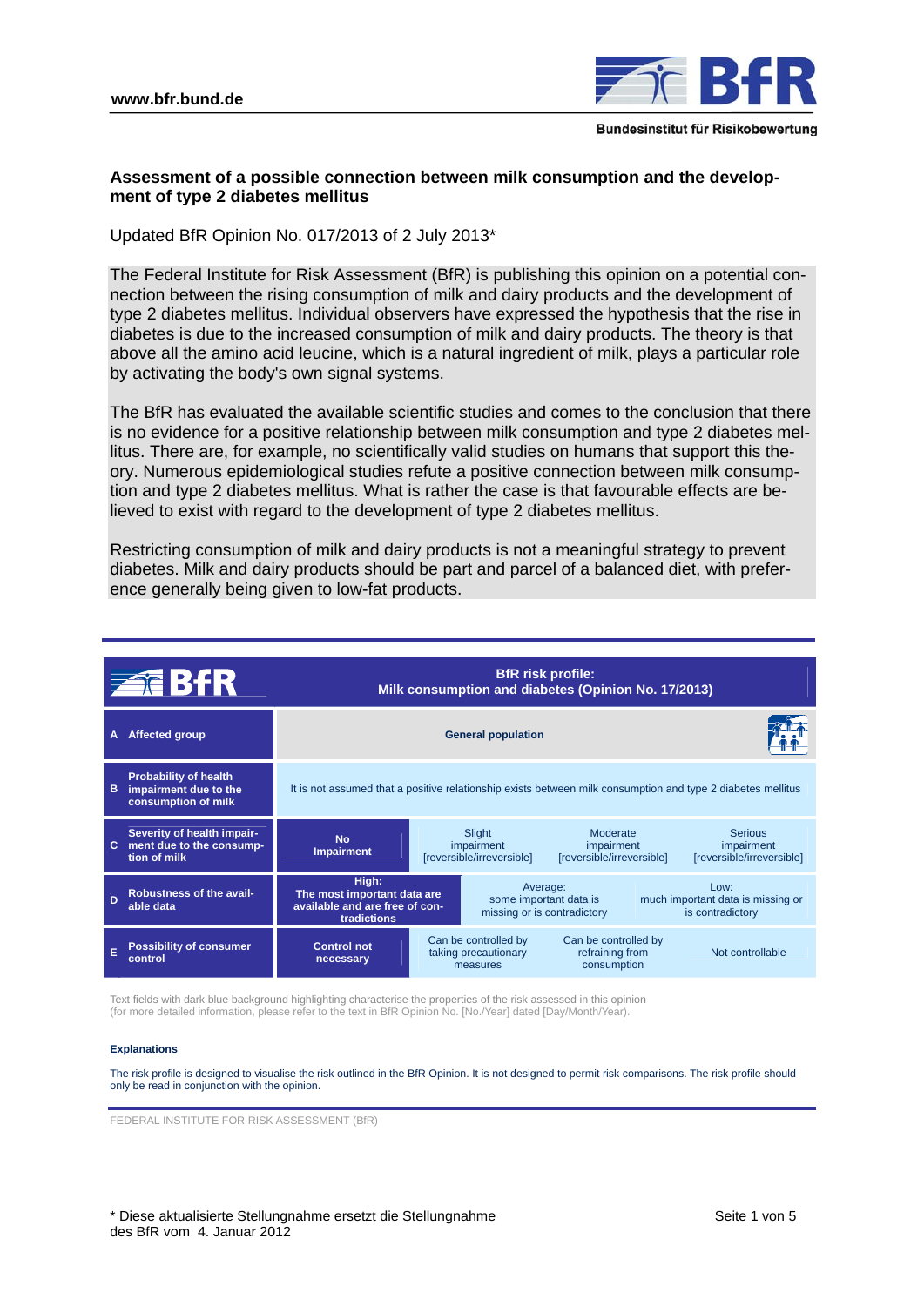www.bfr.bund.de

# Assessment of a possible connection between milk consumption and the development of type 2 diabetes mellitus

Updated BfR Opinion No. 017/2013 of 2 July 2013*

The Federal Institute for Risk Assessment (BfR) is publishing this opinion on a potential connection between the rising consumption of milk and dairy products and the development of type 2 diabetes mellitus. Individual observers have expressed the hypothesis that the rise in diabetes is due to the increased consumption of milk and dairy products. The theory is that above all the amino acid leucine, which is a natural ingredient of milk, plays a particular role by activating the body's own signal systems.

The BfR has evaluated the available scientific studies and comes to the conclusion that there is no evidence for a positive relationship between milk consumption and type 2 diabetes mellitus. There are, for example, no scientifically valid studies on humans that support this theory. Numerous epidemiological studies refute a positive connection between milk consumption and type 2 diabetes mellitus. What is rather the case is that favourable effects are believed to exist with regard to the development of type 2 diabetes mellitus.

Restricting consumption of milk and dairy products is not a meaningful strategy to prevent diabetes. Milk and dairy products should be part and parcel of a balanced diet, with preference generally being given to low-fat products.

| BfR | BfR risk profile: Milk consumption and diabetes (Opinion No. 17/2013) | | | |
|---|---|---|---|---|
| **A** Affected group | General population | | | |
| **B** Probability of health impairment due to the consumption of milk | It is not assumed that a positive relationship exists between milk consumption and type 2 diabetes mellitus | | | |
| **C** Severity of health impairment due to the consumption of milk | **No Impairment** | Slight impairment [reversible/irreversible] | Moderate impairment [reversible/irreversible] | Serious impairment [reversible/irreversible] |
| **D** Robustness of the available data | **High: The most important data are available and are free of contradictions** | Average: some important data is missing or is contradictory | | Low: much important data is missing or is contradictory |
| **E** Possibility of consumer control | **Control not necessary** | Can be controlled by taking precautionary measures | Can be controlled by refraining from consumption | Not controllable |

Text fields with dark blue background highlighting characterise the properties of the risk assessed in this opinion (for more detailed information, please refer to the text in BfR Opinion No. [No./Year] dated [Day/Month/Year).

**Explanations**

The risk profile is designed to visualise the risk outlined in the BfR Opinion. It is not designed to permit risk comparisons. The risk profile should only be read in conjunction with the opinion.

FEDERAL INSTITUTE FOR RISK ASSESSMENT (BfR)

* Diese aktualisierte Stellungnahme ersetzt die Stellungnahme des BfR vom 4. Januar 2012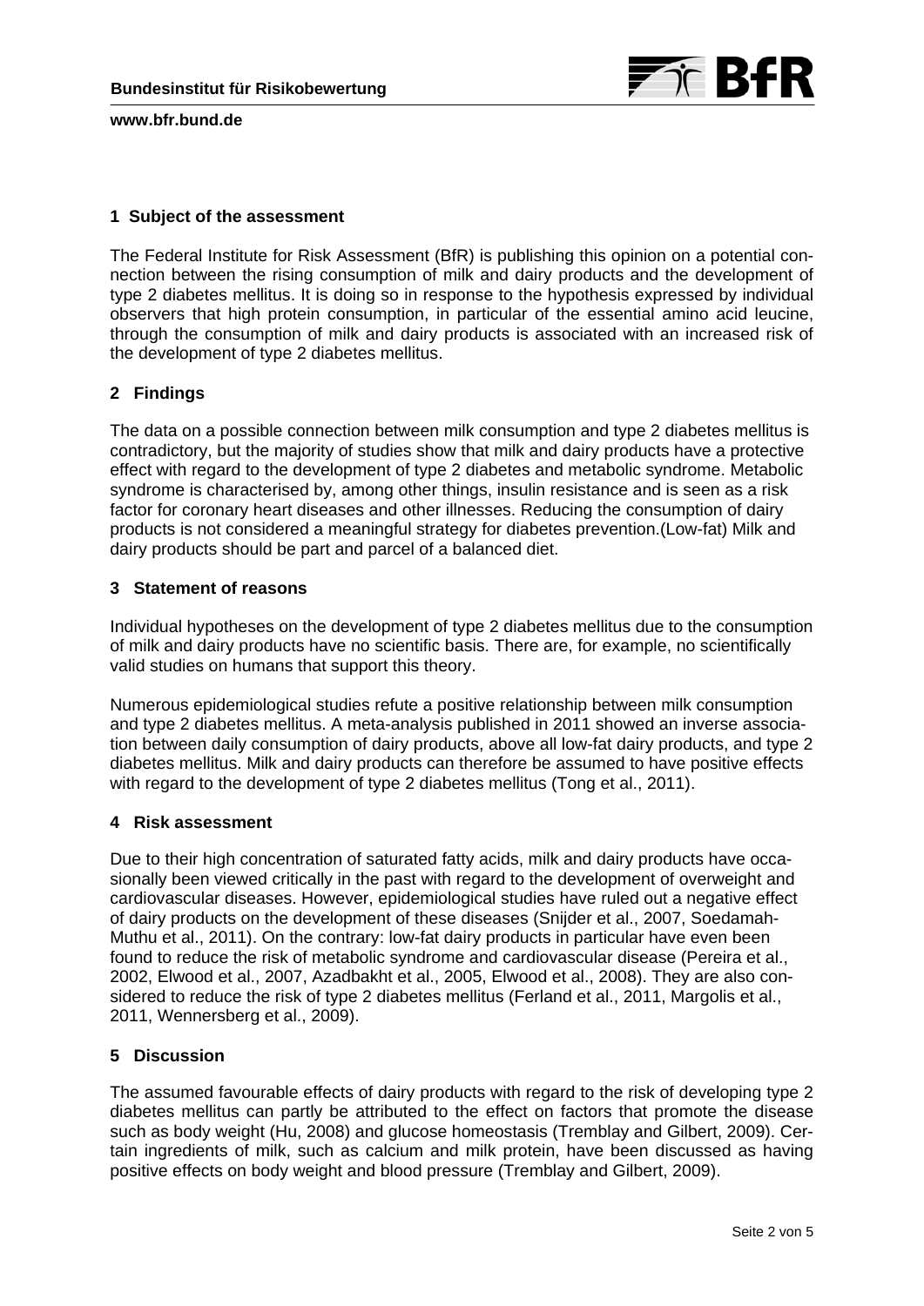## 1 Subject of the assessment

The Federal Institute for Risk Assessment (BfR) is publishing this opinion on a potential connection between the rising consumption of milk and dairy products and the development of type 2 diabetes mellitus. It is doing so in response to the hypothesis expressed by individual observers that high protein consumption, in particular of the essential amino acid leucine, through the consumption of milk and dairy products is associated with an increased risk of the development of type 2 diabetes mellitus.

## 2 Findings

The data on a possible connection between milk consumption and type 2 diabetes mellitus is contradictory, but the majority of studies show that milk and dairy products have a protective effect with regard to the development of type 2 diabetes and metabolic syndrome. Metabolic syndrome is characterised by, among other things, insulin resistance and is seen as a risk factor for coronary heart diseases and other illnesses. Reducing the consumption of dairy products is not considered a meaningful strategy for diabetes prevention.(Low-fat) Milk and dairy products should be part and parcel of a balanced diet.

## 3 Statement of reasons

Individual hypotheses on the development of type 2 diabetes mellitus due to the consumption of milk and dairy products have no scientific basis. There are, for example, no scientifically valid studies on humans that support this theory.

Numerous epidemiological studies refute a positive relationship between milk consumption and type 2 diabetes mellitus. A meta-analysis published in 2011 showed an inverse association between daily consumption of dairy products, above all low-fat dairy products, and type 2 diabetes mellitus. Milk and dairy products can therefore be assumed to have positive effects with regard to the development of type 2 diabetes mellitus (Tong et al., 2011).

## 4 Risk assessment

Due to their high concentration of saturated fatty acids, milk and dairy products have occasionally been viewed critically in the past with regard to the development of overweight and cardiovascular diseases. However, epidemiological studies have ruled out a negative effect of dairy products on the development of these diseases (Snijder et al., 2007, Soedamah-Muthu et al., 2011). On the contrary: low-fat dairy products in particular have even been found to reduce the risk of metabolic syndrome and cardiovascular disease (Pereira et al., 2002, Elwood et al., 2007, Azadbakht et al., 2005, Elwood et al., 2008). They are also considered to reduce the risk of type 2 diabetes mellitus (Ferland et al., 2011, Margolis et al., 2011, Wennersberg et al., 2009).

## 5 Discussion

The assumed favourable effects of dairy products with regard to the risk of developing type 2 diabetes mellitus can partly be attributed to the effect on factors that promote the disease such as body weight (Hu, 2008) and glucose homeostasis (Tremblay and Gilbert, 2009). Certain ingredients of milk, such as calcium and milk protein, have been discussed as having positive effects on body weight and blood pressure (Tremblay and Gilbert, 2009).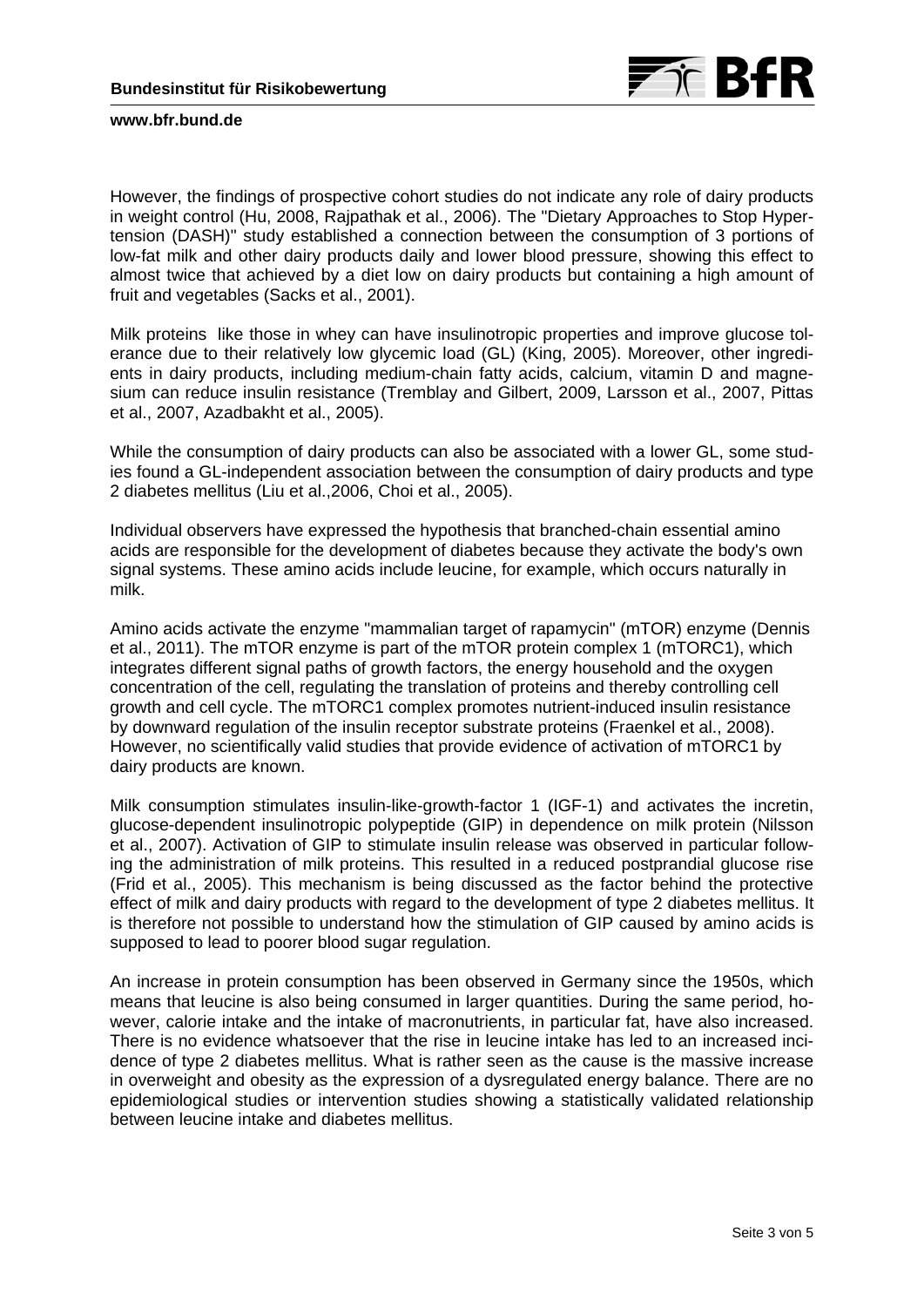However, the findings of prospective cohort studies do not indicate any role of dairy products in weight control (Hu, 2008, Rajpathak et al., 2006). The "Dietary Approaches to Stop Hypertension (DASH)" study established a connection between the consumption of 3 portions of low-fat milk and other dairy products daily and lower blood pressure, showing this effect to almost twice that achieved by a diet low on dairy products but containing a high amount of fruit and vegetables (Sacks et al., 2001).

Milk proteins like those in whey can have insulinotropic properties and improve glucose tolerance due to their relatively low glycemic load (GL) (King, 2005). Moreover, other ingredients in dairy products, including medium-chain fatty acids, calcium, vitamin D and magnesium can reduce insulin resistance (Tremblay and Gilbert, 2009, Larsson et al., 2007, Pittas et al., 2007, Azadbakht et al., 2005).

While the consumption of dairy products can also be associated with a lower GL, some studies found a GL-independent association between the consumption of dairy products and type 2 diabetes mellitus (Liu et al.,2006, Choi et al., 2005).

Individual observers have expressed the hypothesis that branched-chain essential amino acids are responsible for the development of diabetes because they activate the body's own signal systems. These amino acids include leucine, for example, which occurs naturally in milk.

Amino acids activate the enzyme "mammalian target of rapamycin" (mTOR) enzyme (Dennis et al., 2011). The mTOR enzyme is part of the mTOR protein complex 1 (mTORC1), which integrates different signal paths of growth factors, the energy household and the oxygen concentration of the cell, regulating the translation of proteins and thereby controlling cell growth and cell cycle. The mTORC1 complex promotes nutrient-induced insulin resistance by downward regulation of the insulin receptor substrate proteins (Fraenkel et al., 2008). However, no scientifically valid studies that provide evidence of activation of mTORC1 by dairy products are known.

Milk consumption stimulates insulin-like-growth-factor 1 (IGF-1) and activates the incretin, glucose-dependent insulinotropic polypeptide (GIP) in dependence on milk protein (Nilsson et al., 2007). Activation of GIP to stimulate insulin release was observed in particular following the administration of milk proteins. This resulted in a reduced postprandial glucose rise (Frid et al., 2005). This mechanism is being discussed as the factor behind the protective effect of milk and dairy products with regard to the development of type 2 diabetes mellitus. It is therefore not possible to understand how the stimulation of GIP caused by amino acids is supposed to lead to poorer blood sugar regulation.

An increase in protein consumption has been observed in Germany since the 1950s, which means that leucine is also being consumed in larger quantities. During the same period, however, calorie intake and the intake of macronutrients, in particular fat, have also increased. There is no evidence whatsoever that the rise in leucine intake has led to an increased incidence of type 2 diabetes mellitus. What is rather seen as the cause is the massive increase in overweight and obesity as the expression of a dysregulated energy balance. There are no epidemiological studies or intervention studies showing a statistically validated relationship between leucine intake and diabetes mellitus.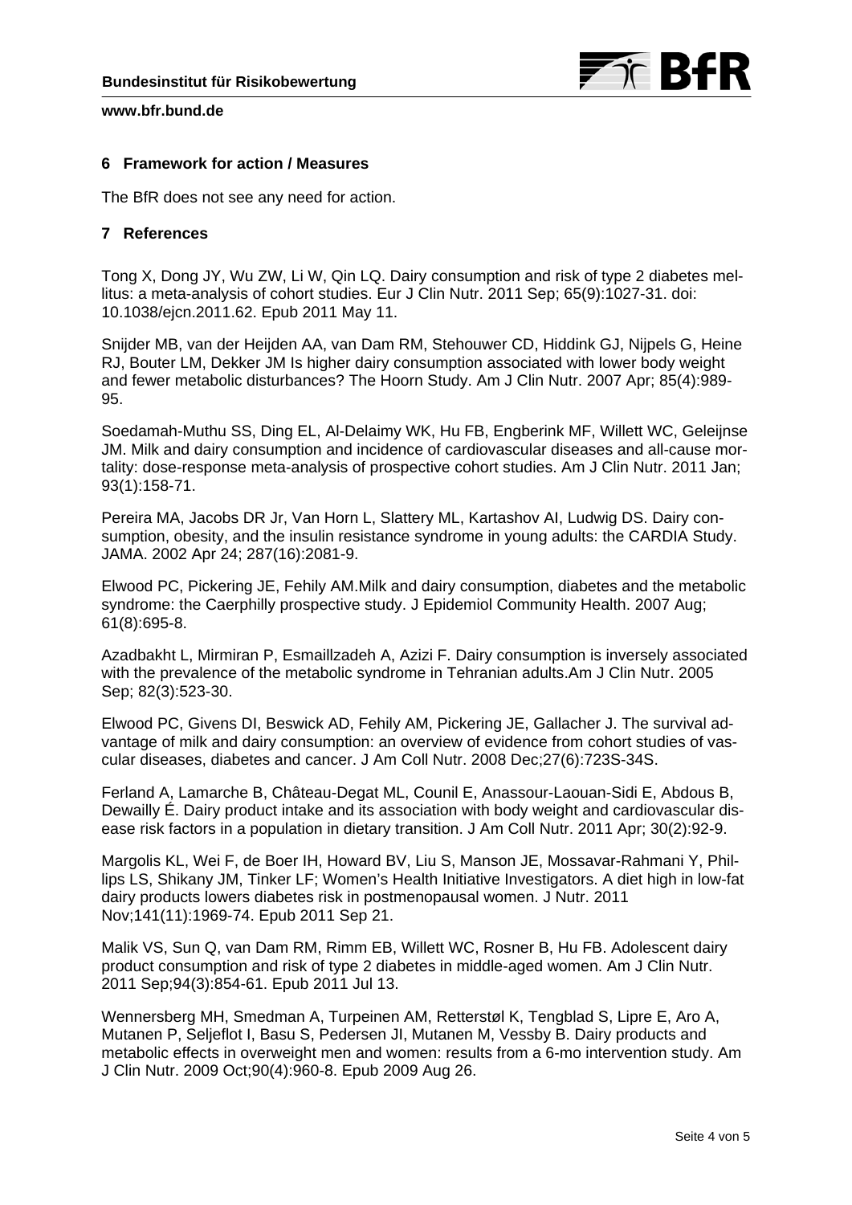## 6 Framework for action / Measures

The BfR does not see any need for action.

## 7 References

Tong X, Dong JY, Wu ZW, Li W, Qin LQ. Dairy consumption and risk of type 2 diabetes mellitus: a meta-analysis of cohort studies. Eur J Clin Nutr. 2011 Sep; 65(9):1027-31. doi: 10.1038/ejcn.2011.62. Epub 2011 May 11.

Snijder MB, van der Heijden AA, van Dam RM, Stehouwer CD, Hiddink GJ, Nijpels G, Heine RJ, Bouter LM, Dekker JM Is higher dairy consumption associated with lower body weight and fewer metabolic disturbances? The Hoorn Study. Am J Clin Nutr. 2007 Apr; 85(4):989-95.

Soedamah-Muthu SS, Ding EL, Al-Delaimy WK, Hu FB, Engberink MF, Willett WC, Geleijnse JM. Milk and dairy consumption and incidence of cardiovascular diseases and all-cause mortality: dose-response meta-analysis of prospective cohort studies. Am J Clin Nutr. 2011 Jan; 93(1):158-71.

Pereira MA, Jacobs DR Jr, Van Horn L, Slattery ML, Kartashov AI, Ludwig DS. Dairy consumption, obesity, and the insulin resistance syndrome in young adults: the CARDIA Study. JAMA. 2002 Apr 24; 287(16):2081-9.

Elwood PC, Pickering JE, Fehily AM.Milk and dairy consumption, diabetes and the metabolic syndrome: the Caerphilly prospective study. J Epidemiol Community Health. 2007 Aug; 61(8):695-8.

Azadbakht L, Mirmiran P, Esmaillzadeh A, Azizi F. Dairy consumption is inversely associated with the prevalence of the metabolic syndrome in Tehranian adults.Am J Clin Nutr. 2005 Sep; 82(3):523-30.

Elwood PC, Givens DI, Beswick AD, Fehily AM, Pickering JE, Gallacher J. The survival advantage of milk and dairy consumption: an overview of evidence from cohort studies of vascular diseases, diabetes and cancer. J Am Coll Nutr. 2008 Dec;27(6):723S-34S.

Ferland A, Lamarche B, Château-Degat ML, Counil E, Anassour-Laouan-Sidi E, Abdous B, Dewailly É. Dairy product intake and its association with body weight and cardiovascular disease risk factors in a population in dietary transition. J Am Coll Nutr. 2011 Apr; 30(2):92-9.

Margolis KL, Wei F, de Boer IH, Howard BV, Liu S, Manson JE, Mossavar-Rahmani Y, Phillips LS, Shikany JM, Tinker LF; Women's Health Initiative Investigators. A diet high in low-fat dairy products lowers diabetes risk in postmenopausal women. J Nutr. 2011 Nov;141(11):1969-74. Epub 2011 Sep 21.

Malik VS, Sun Q, van Dam RM, Rimm EB, Willett WC, Rosner B, Hu FB. Adolescent dairy product consumption and risk of type 2 diabetes in middle-aged women. Am J Clin Nutr. 2011 Sep;94(3):854-61. Epub 2011 Jul 13.

Wennersberg MH, Smedman A, Turpeinen AM, Retterstøl K, Tengblad S, Lipre E, Aro A, Mutanen P, Seljeflot I, Basu S, Pedersen JI, Mutanen M, Vessby B. Dairy products and metabolic effects in overweight men and women: results from a 6-mo intervention study. Am J Clin Nutr. 2009 Oct;90(4):960-8. Epub 2009 Aug 26.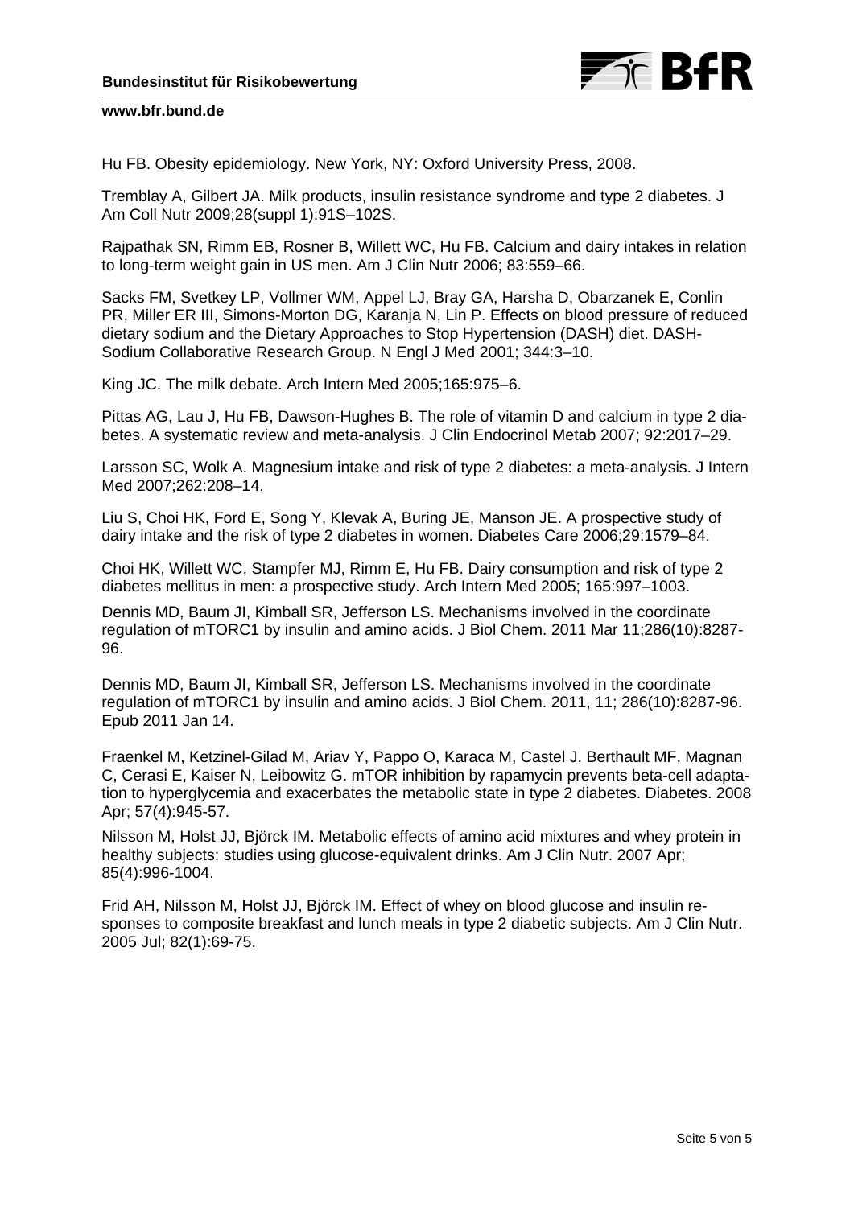Hu FB. Obesity epidemiology. New York, NY: Oxford University Press, 2008.

Tremblay A, Gilbert JA. Milk products, insulin resistance syndrome and type 2 diabetes. J Am Coll Nutr 2009;28(suppl 1):91S–102S.

Rajpathak SN, Rimm EB, Rosner B, Willett WC, Hu FB. Calcium and dairy intakes in relation to long-term weight gain in US men. Am J Clin Nutr 2006; 83:559–66.

Sacks FM, Svetkey LP, Vollmer WM, Appel LJ, Bray GA, Harsha D, Obarzanek E, Conlin PR, Miller ER III, Simons-Morton DG, Karanja N, Lin P. Effects on blood pressure of reduced dietary sodium and the Dietary Approaches to Stop Hypertension (DASH) diet. DASH-Sodium Collaborative Research Group. N Engl J Med 2001; 344:3–10.

King JC. The milk debate. Arch Intern Med 2005;165:975–6.

Pittas AG, Lau J, Hu FB, Dawson-Hughes B. The role of vitamin D and calcium in type 2 diabetes. A systematic review and meta-analysis. J Clin Endocrinol Metab 2007; 92:2017–29.

Larsson SC, Wolk A. Magnesium intake and risk of type 2 diabetes: a meta-analysis. J Intern Med 2007;262:208–14.

Liu S, Choi HK, Ford E, Song Y, Klevak A, Buring JE, Manson JE. A prospective study of dairy intake and the risk of type 2 diabetes in women. Diabetes Care 2006;29:1579–84.

Choi HK, Willett WC, Stampfer MJ, Rimm E, Hu FB. Dairy consumption and risk of type 2 diabetes mellitus in men: a prospective study. Arch Intern Med 2005; 165:997–1003.

Dennis MD, Baum JI, Kimball SR, Jefferson LS. Mechanisms involved in the coordinate regulation of mTORC1 by insulin and amino acids. J Biol Chem. 2011 Mar 11;286(10):8287-96.

Dennis MD, Baum JI, Kimball SR, Jefferson LS. Mechanisms involved in the coordinate regulation of mTORC1 by insulin and amino acids. J Biol Chem. 2011, 11; 286(10):8287-96. Epub 2011 Jan 14.

Fraenkel M, Ketzinel-Gilad M, Ariav Y, Pappo O, Karaca M, Castel J, Berthault MF, Magnan C, Cerasi E, Kaiser N, Leibowitz G. mTOR inhibition by rapamycin prevents beta-cell adaptation to hyperglycemia and exacerbates the metabolic state in type 2 diabetes. Diabetes. 2008 Apr; 57(4):945-57.

Nilsson M, Holst JJ, Björck IM. Metabolic effects of amino acid mixtures and whey protein in healthy subjects: studies using glucose-equivalent drinks. Am J Clin Nutr. 2007 Apr; 85(4):996-1004.

Frid AH, Nilsson M, Holst JJ, Björck IM. Effect of whey on blood glucose and insulin responses to composite breakfast and lunch meals in type 2 diabetic subjects. Am J Clin Nutr. 2005 Jul; 82(1):69-75.